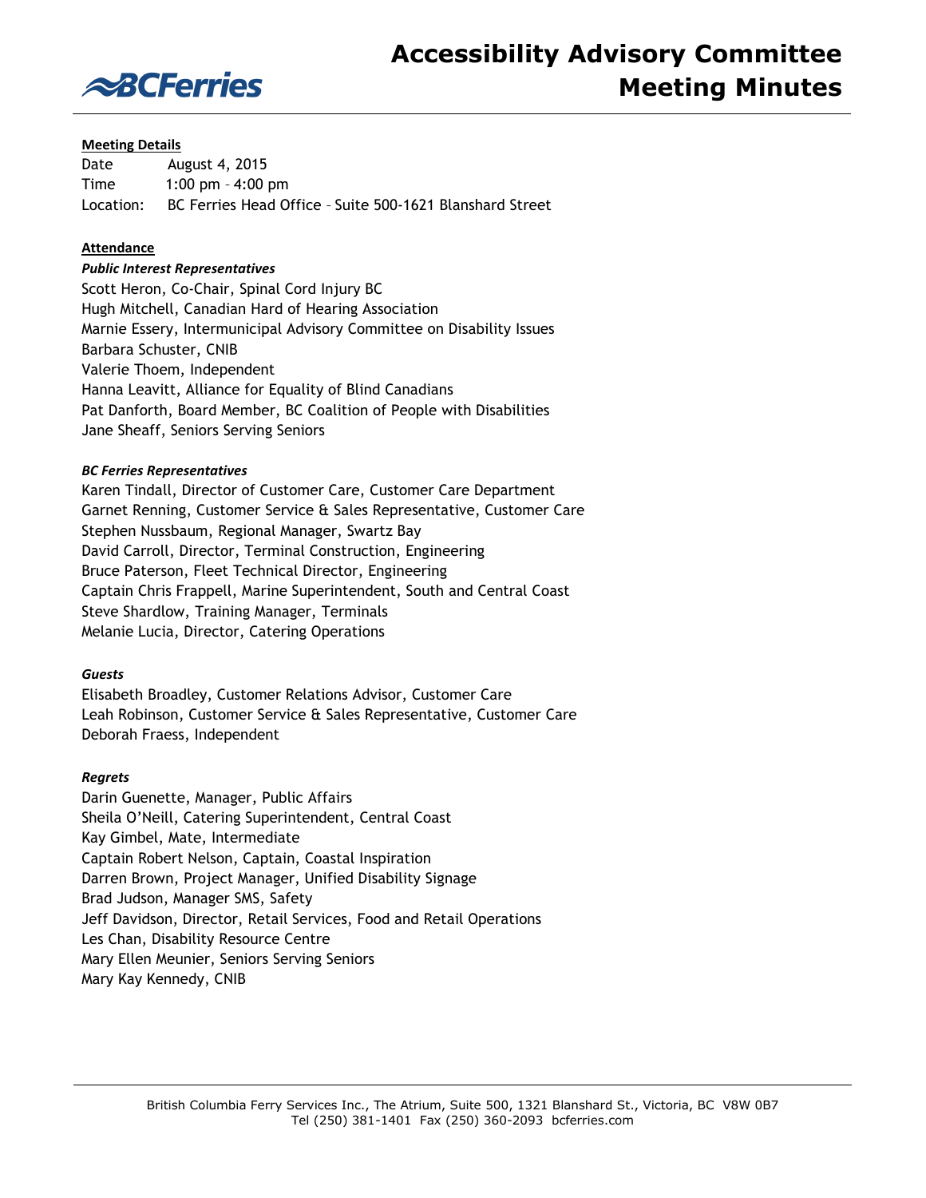# Accessibility Advisory Committee Meeting Minutes

**Meeting Details**

Date August 4, 2015
Time 1:00 pm – 4:00 pm
Location: BC Ferries Head Office – Suite 500-1621 Blanshard Street

**Attendance**

***Public Interest Representatives***

Scott Heron, Co-Chair, Spinal Cord Injury BC
Hugh Mitchell, Canadian Hard of Hearing Association
Marnie Essery, Intermunicipal Advisory Committee on Disability Issues
Barbara Schuster, CNIB
Valerie Thoem, Independent
Hanna Leavitt, Alliance for Equality of Blind Canadians
Pat Danforth, Board Member, BC Coalition of People with Disabilities
Jane Sheaff, Seniors Serving Seniors

***BC Ferries Representatives***

Karen Tindall, Director of Customer Care, Customer Care Department
Garnet Renning, Customer Service & Sales Representative, Customer Care
Stephen Nussbaum, Regional Manager, Swartz Bay
David Carroll, Director, Terminal Construction, Engineering
Bruce Paterson, Fleet Technical Director, Engineering
Captain Chris Frappell, Marine Superintendent, South and Central Coast
Steve Shardlow, Training Manager, Terminals
Melanie Lucia, Director, Catering Operations

***Guests***

Elisabeth Broadley, Customer Relations Advisor, Customer Care
Leah Robinson, Customer Service & Sales Representative, Customer Care
Deborah Fraess, Independent

***Regrets***

Darin Guenette, Manager, Public Affairs
Sheila O'Neill, Catering Superintendent, Central Coast
Kay Gimbel, Mate, Intermediate
Captain Robert Nelson, Captain, Coastal Inspiration
Darren Brown, Project Manager, Unified Disability Signage
Brad Judson, Manager SMS, Safety
Jeff Davidson, Director, Retail Services, Food and Retail Operations
Les Chan, Disability Resource Centre
Mary Ellen Meunier, Seniors Serving Seniors
Mary Kay Kennedy, CNIB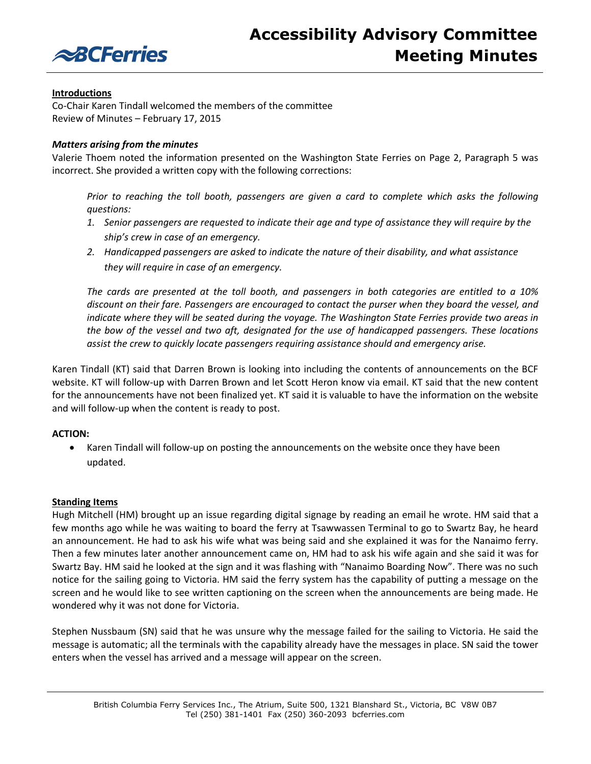# Accessibility Advisory Committee Meeting Minutes

**Introductions**

Co-Chair Karen Tindall welcomed the members of the committee
Review of Minutes – February 17, 2015

***Matters arising from the minutes***

Valerie Thoem noted the information presented on the Washington State Ferries on Page 2, Paragraph 5 was incorrect. She provided a written copy with the following corrections:

> *Prior to reaching the toll booth, passengers are given a card to complete which asks the following questions:*
>
> 1. *Senior passengers are requested to indicate their age and type of assistance they will require by the ship's crew in case of an emergency.*
> 2. *Handicapped passengers are asked to indicate the nature of their disability, and what assistance they will require in case of an emergency.*
>
> *The cards are presented at the toll booth, and passengers in both categories are entitled to a 10% discount on their fare. Passengers are encouraged to contact the purser when they board the vessel, and indicate where they will be seated during the voyage. The Washington State Ferries provide two areas in the bow of the vessel and two aft, designated for the use of handicapped passengers. These locations assist the crew to quickly locate passengers requiring assistance should and emergency arise.*

Karen Tindall (KT) said that Darren Brown is looking into including the contents of announcements on the BCF website. KT will follow-up with Darren Brown and let Scott Heron know via email. KT said that the new content for the announcements have not been finalized yet. KT said it is valuable to have the information on the website and will follow-up when the content is ready to post.

**ACTION:**

- Karen Tindall will follow-up on posting the announcements on the website once they have been updated.

**Standing Items**

Hugh Mitchell (HM) brought up an issue regarding digital signage by reading an email he wrote. HM said that a few months ago while he was waiting to board the ferry at Tsawwassen Terminal to go to Swartz Bay, he heard an announcement. He had to ask his wife what was being said and she explained it was for the Nanaimo ferry. Then a few minutes later another announcement came on, HM had to ask his wife again and she said it was for Swartz Bay. HM said he looked at the sign and it was flashing with "Nanaimo Boarding Now". There was no such notice for the sailing going to Victoria. HM said the ferry system has the capability of putting a message on the screen and he would like to see written captioning on the screen when the announcements are being made. He wondered why it was not done for Victoria.

Stephen Nussbaum (SN) said that he was unsure why the message failed for the sailing to Victoria. He said the message is automatic; all the terminals with the capability already have the messages in place. SN said the tower enters when the vessel has arrived and a message will appear on the screen.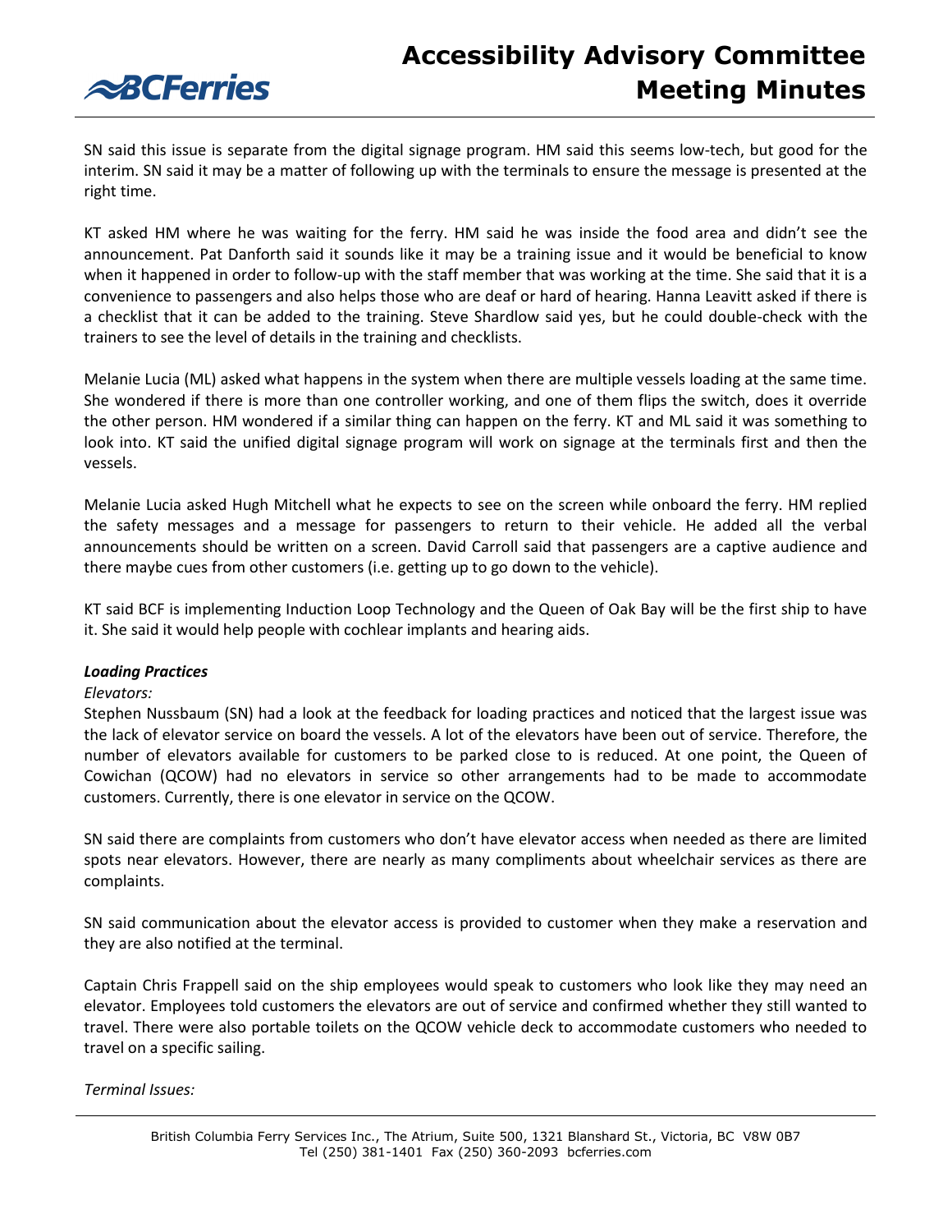SN said this issue is separate from the digital signage program. HM said this seems low-tech, but good for the interim. SN said it may be a matter of following up with the terminals to ensure the message is presented at the right time.

KT asked HM where he was waiting for the ferry. HM said he was inside the food area and didn't see the announcement. Pat Danforth said it sounds like it may be a training issue and it would be beneficial to know when it happened in order to follow-up with the staff member that was working at the time. She said that it is a convenience to passengers and also helps those who are deaf or hard of hearing. Hanna Leavitt asked if there is a checklist that it can be added to the training. Steve Shardlow said yes, but he could double-check with the trainers to see the level of details in the training and checklists.

Melanie Lucia (ML) asked what happens in the system when there are multiple vessels loading at the same time. She wondered if there is more than one controller working, and one of them flips the switch, does it override the other person. HM wondered if a similar thing can happen on the ferry. KT and ML said it was something to look into. KT said the unified digital signage program will work on signage at the terminals first and then the vessels.

Melanie Lucia asked Hugh Mitchell what he expects to see on the screen while onboard the ferry. HM replied the safety messages and a message for passengers to return to their vehicle. He added all the verbal announcements should be written on a screen. David Carroll said that passengers are a captive audience and there maybe cues from other customers (i.e. getting up to go down to the vehicle).

KT said BCF is implementing Induction Loop Technology and the Queen of Oak Bay will be the first ship to have it. She said it would help people with cochlear implants and hearing aids.

***Loading Practices***

*Elevators:*

Stephen Nussbaum (SN) had a look at the feedback for loading practices and noticed that the largest issue was the lack of elevator service on board the vessels. A lot of the elevators have been out of service. Therefore, the number of elevators available for customers to be parked close to is reduced. At one point, the Queen of Cowichan (QCOW) had no elevators in service so other arrangements had to be made to accommodate customers. Currently, there is one elevator in service on the QCOW.

SN said there are complaints from customers who don't have elevator access when needed as there are limited spots near elevators. However, there are nearly as many compliments about wheelchair services as there are complaints.

SN said communication about the elevator access is provided to customer when they make a reservation and they are also notified at the terminal.

Captain Chris Frappell said on the ship employees would speak to customers who look like they may need an elevator. Employees told customers the elevators are out of service and confirmed whether they still wanted to travel. There were also portable toilets on the QCOW vehicle deck to accommodate customers who needed to travel on a specific sailing.

*Terminal Issues:*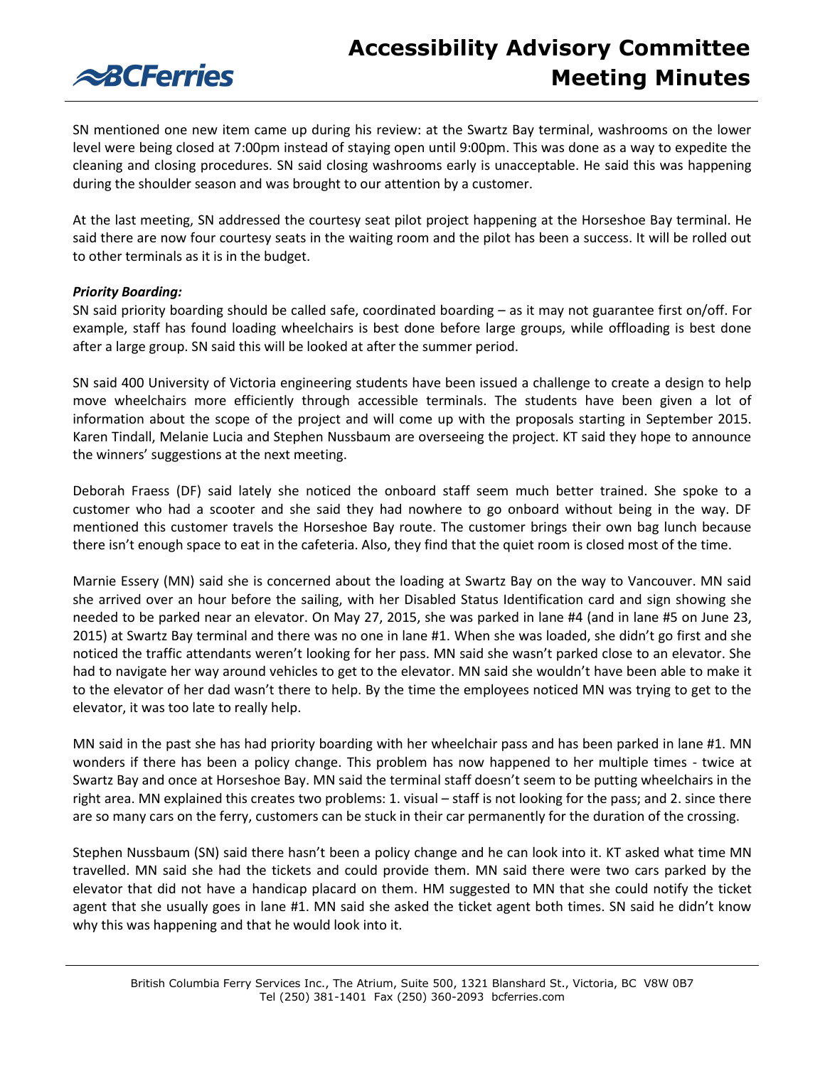SN mentioned one new item came up during his review: at the Swartz Bay terminal, washrooms on the lower level were being closed at 7:00pm instead of staying open until 9:00pm. This was done as a way to expedite the cleaning and closing procedures. SN said closing washrooms early is unacceptable. He said this was happening during the shoulder season and was brought to our attention by a customer.

At the last meeting, SN addressed the courtesy seat pilot project happening at the Horseshoe Bay terminal. He said there are now four courtesy seats in the waiting room and the pilot has been a success. It will be rolled out to other terminals as it is in the budget.

***Priority Boarding:***

SN said priority boarding should be called safe, coordinated boarding – as it may not guarantee first on/off. For example, staff has found loading wheelchairs is best done before large groups, while offloading is best done after a large group. SN said this will be looked at after the summer period.

SN said 400 University of Victoria engineering students have been issued a challenge to create a design to help move wheelchairs more efficiently through accessible terminals. The students have been given a lot of information about the scope of the project and will come up with the proposals starting in September 2015. Karen Tindall, Melanie Lucia and Stephen Nussbaum are overseeing the project. KT said they hope to announce the winners' suggestions at the next meeting.

Deborah Fraess (DF) said lately she noticed the onboard staff seem much better trained. She spoke to a customer who had a scooter and she said they had nowhere to go onboard without being in the way. DF mentioned this customer travels the Horseshoe Bay route. The customer brings their own bag lunch because there isn't enough space to eat in the cafeteria. Also, they find that the quiet room is closed most of the time.

Marnie Essery (MN) said she is concerned about the loading at Swartz Bay on the way to Vancouver. MN said she arrived over an hour before the sailing, with her Disabled Status Identification card and sign showing she needed to be parked near an elevator. On May 27, 2015, she was parked in lane #4 (and in lane #5 on June 23, 2015) at Swartz Bay terminal and there was no one in lane #1. When she was loaded, she didn't go first and she noticed the traffic attendants weren't looking for her pass. MN said she wasn't parked close to an elevator. She had to navigate her way around vehicles to get to the elevator. MN said she wouldn't have been able to make it to the elevator of her dad wasn't there to help. By the time the employees noticed MN was trying to get to the elevator, it was too late to really help.

MN said in the past she has had priority boarding with her wheelchair pass and has been parked in lane #1. MN wonders if there has been a policy change. This problem has now happened to her multiple times - twice at Swartz Bay and once at Horseshoe Bay. MN said the terminal staff doesn't seem to be putting wheelchairs in the right area. MN explained this creates two problems: 1. visual – staff is not looking for the pass; and 2. since there are so many cars on the ferry, customers can be stuck in their car permanently for the duration of the crossing.

Stephen Nussbaum (SN) said there hasn't been a policy change and he can look into it. KT asked what time MN travelled. MN said she had the tickets and could provide them. MN said there were two cars parked by the elevator that did not have a handicap placard on them. HM suggested to MN that she could notify the ticket agent that she usually goes in lane #1. MN said she asked the ticket agent both times. SN said he didn't know why this was happening and that he would look into it.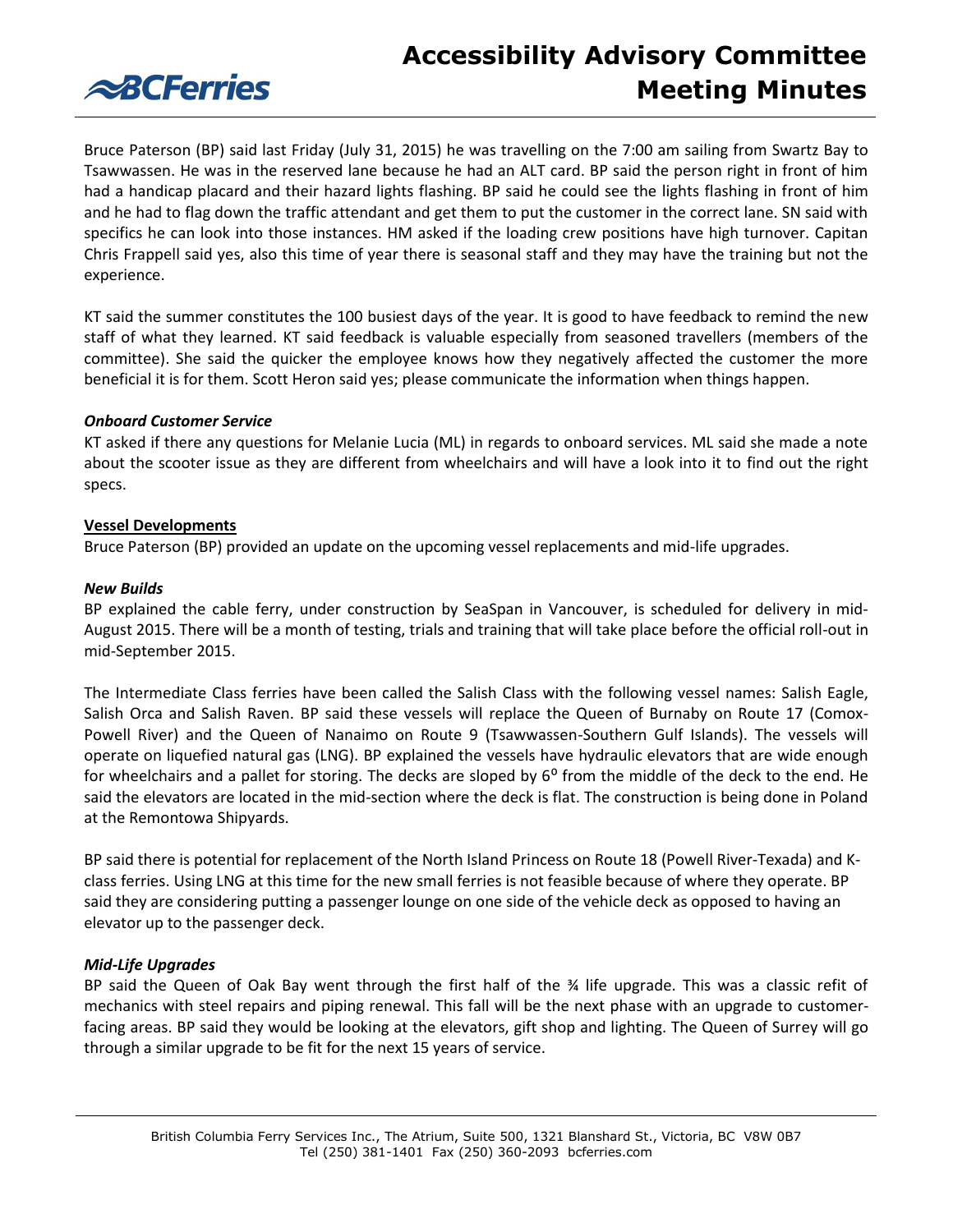Bruce Paterson (BP) said last Friday (July 31, 2015) he was travelling on the 7:00 am sailing from Swartz Bay to Tsawwassen. He was in the reserved lane because he had an ALT card. BP said the person right in front of him had a handicap placard and their hazard lights flashing. BP said he could see the lights flashing in front of him and he had to flag down the traffic attendant and get them to put the customer in the correct lane. SN said with specifics he can look into those instances. HM asked if the loading crew positions have high turnover. Capitan Chris Frappell said yes, also this time of year there is seasonal staff and they may have the training but not the experience.

KT said the summer constitutes the 100 busiest days of the year. It is good to have feedback to remind the new staff of what they learned. KT said feedback is valuable especially from seasoned travellers (members of the committee). She said the quicker the employee knows how they negatively affected the customer the more beneficial it is for them. Scott Heron said yes; please communicate the information when things happen.

***Onboard Customer Service***

KT asked if there any questions for Melanie Lucia (ML) in regards to onboard services. ML said she made a note about the scooter issue as they are different from wheelchairs and will have a look into it to find out the right specs.

**Vessel Developments**

Bruce Paterson (BP) provided an update on the upcoming vessel replacements and mid-life upgrades.

***New Builds***

BP explained the cable ferry, under construction by SeaSpan in Vancouver, is scheduled for delivery in mid-August 2015. There will be a month of testing, trials and training that will take place before the official roll-out in mid-September 2015.

The Intermediate Class ferries have been called the Salish Class with the following vessel names: Salish Eagle, Salish Orca and Salish Raven. BP said these vessels will replace the Queen of Burnaby on Route 17 (Comox-Powell River) and the Queen of Nanaimo on Route 9 (Tsawwassen-Southern Gulf Islands). The vessels will operate on liquefied natural gas (LNG). BP explained the vessels have hydraulic elevators that are wide enough for wheelchairs and a pallet for storing. The decks are sloped by $6^{o}$ from the middle of the deck to the end. He said the elevators are located in the mid-section where the deck is flat. The construction is being done in Poland at the Remontowa Shipyards.

BP said there is potential for replacement of the North Island Princess on Route 18 (Powell River-Texada) and K-class ferries. Using LNG at this time for the new small ferries is not feasible because of where they operate. BP said they are considering putting a passenger lounge on one side of the vehicle deck as opposed to having an elevator up to the passenger deck.

***Mid-Life Upgrades***

BP said the Queen of Oak Bay went through the first half of the ¾ life upgrade. This was a classic refit of mechanics with steel repairs and piping renewal. This fall will be the next phase with an upgrade to customer-facing areas. BP said they would be looking at the elevators, gift shop and lighting. The Queen of Surrey will go through a similar upgrade to be fit for the next 15 years of service.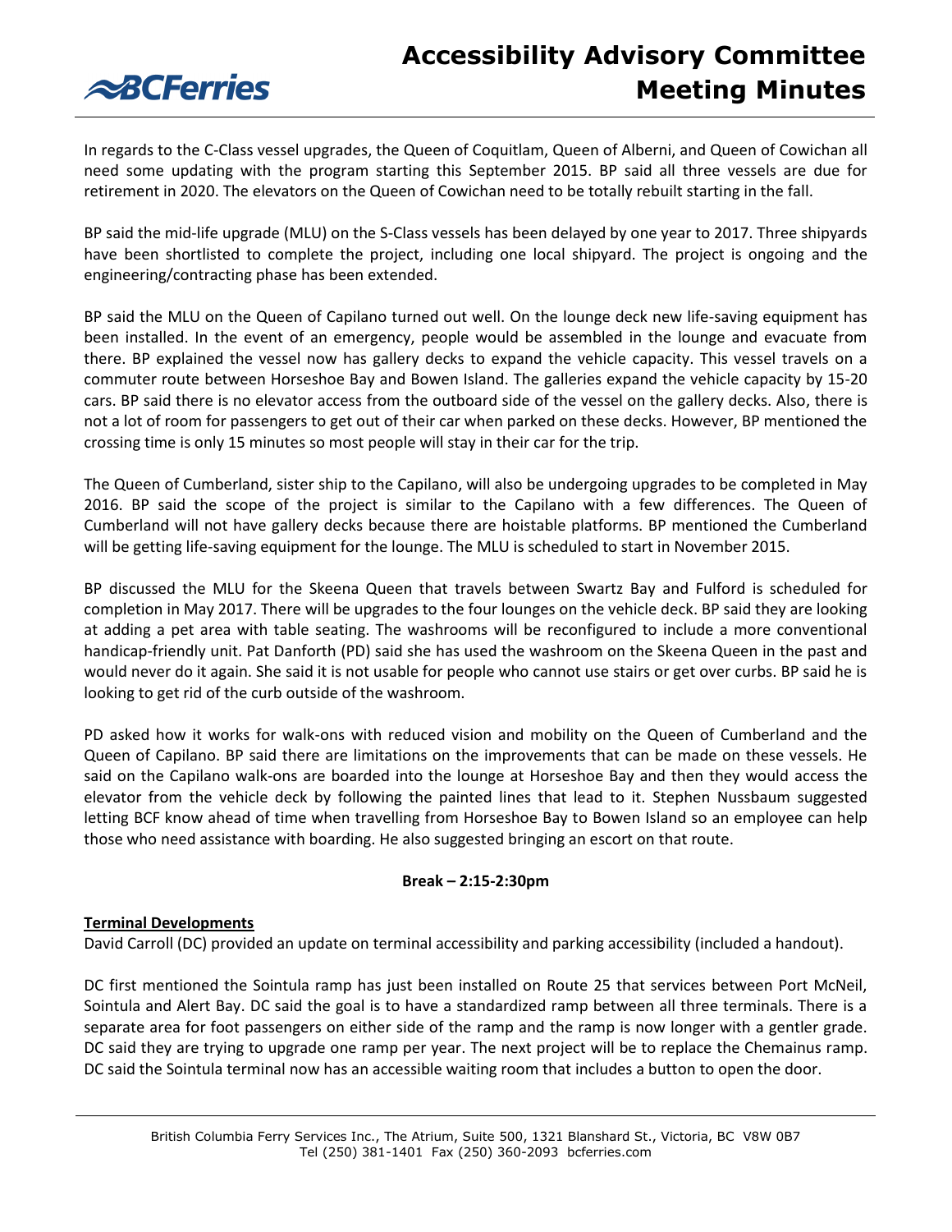In regards to the C-Class vessel upgrades, the Queen of Coquitlam, Queen of Alberni, and Queen of Cowichan all need some updating with the program starting this September 2015. BP said all three vessels are due for retirement in 2020. The elevators on the Queen of Cowichan need to be totally rebuilt starting in the fall.

BP said the mid-life upgrade (MLU) on the S-Class vessels has been delayed by one year to 2017. Three shipyards have been shortlisted to complete the project, including one local shipyard. The project is ongoing and the engineering/contracting phase has been extended.

BP said the MLU on the Queen of Capilano turned out well. On the lounge deck new life-saving equipment has been installed. In the event of an emergency, people would be assembled in the lounge and evacuate from there. BP explained the vessel now has gallery decks to expand the vehicle capacity. This vessel travels on a commuter route between Horseshoe Bay and Bowen Island. The galleries expand the vehicle capacity by 15-20 cars. BP said there is no elevator access from the outboard side of the vessel on the gallery decks. Also, there is not a lot of room for passengers to get out of their car when parked on these decks. However, BP mentioned the crossing time is only 15 minutes so most people will stay in their car for the trip.

The Queen of Cumberland, sister ship to the Capilano, will also be undergoing upgrades to be completed in May 2016. BP said the scope of the project is similar to the Capilano with a few differences. The Queen of Cumberland will not have gallery decks because there are hoistable platforms. BP mentioned the Cumberland will be getting life-saving equipment for the lounge. The MLU is scheduled to start in November 2015.

BP discussed the MLU for the Skeena Queen that travels between Swartz Bay and Fulford is scheduled for completion in May 2017. There will be upgrades to the four lounges on the vehicle deck. BP said they are looking at adding a pet area with table seating. The washrooms will be reconfigured to include a more conventional handicap-friendly unit. Pat Danforth (PD) said she has used the washroom on the Skeena Queen in the past and would never do it again. She said it is not usable for people who cannot use stairs or get over curbs. BP said he is looking to get rid of the curb outside of the washroom.

PD asked how it works for walk-ons with reduced vision and mobility on the Queen of Cumberland and the Queen of Capilano. BP said there are limitations on the improvements that can be made on these vessels. He said on the Capilano walk-ons are boarded into the lounge at Horseshoe Bay and then they would access the elevator from the vehicle deck by following the painted lines that lead to it. Stephen Nussbaum suggested letting BCF know ahead of time when travelling from Horseshoe Bay to Bowen Island so an employee can help those who need assistance with boarding. He also suggested bringing an escort on that route.

**Break – 2:15-2:30pm**

**Terminal Developments**

David Carroll (DC) provided an update on terminal accessibility and parking accessibility (included a handout).

DC first mentioned the Sointula ramp has just been installed on Route 25 that services between Port McNeil, Sointula and Alert Bay. DC said the goal is to have a standardized ramp between all three terminals. There is a separate area for foot passengers on either side of the ramp and the ramp is now longer with a gentler grade. DC said they are trying to upgrade one ramp per year. The next project will be to replace the Chemainus ramp. DC said the Sointula terminal now has an accessible waiting room that includes a button to open the door.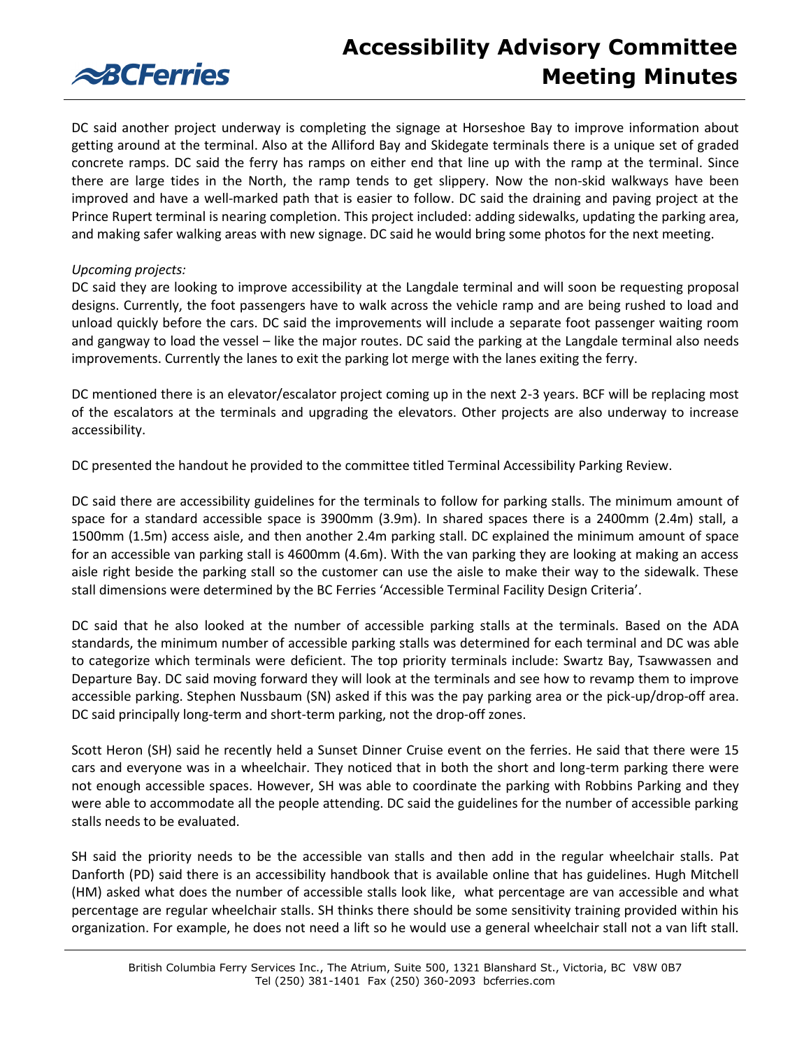DC said another project underway is completing the signage at Horseshoe Bay to improve information about getting around at the terminal. Also at the Alliford Bay and Skidegate terminals there is a unique set of graded concrete ramps. DC said the ferry has ramps on either end that line up with the ramp at the terminal. Since there are large tides in the North, the ramp tends to get slippery. Now the non-skid walkways have been improved and have a well-marked path that is easier to follow. DC said the draining and paving project at the Prince Rupert terminal is nearing completion. This project included: adding sidewalks, updating the parking area, and making safer walking areas with new signage. DC said he would bring some photos for the next meeting.

*Upcoming projects:*

DC said they are looking to improve accessibility at the Langdale terminal and will soon be requesting proposal designs. Currently, the foot passengers have to walk across the vehicle ramp and are being rushed to load and unload quickly before the cars. DC said the improvements will include a separate foot passenger waiting room and gangway to load the vessel – like the major routes. DC said the parking at the Langdale terminal also needs improvements. Currently the lanes to exit the parking lot merge with the lanes exiting the ferry.

DC mentioned there is an elevator/escalator project coming up in the next 2-3 years. BCF will be replacing most of the escalators at the terminals and upgrading the elevators. Other projects are also underway to increase accessibility.

DC presented the handout he provided to the committee titled Terminal Accessibility Parking Review.

DC said there are accessibility guidelines for the terminals to follow for parking stalls. The minimum amount of space for a standard accessible space is 3900mm (3.9m). In shared spaces there is a 2400mm (2.4m) stall, a 1500mm (1.5m) access aisle, and then another 2.4m parking stall. DC explained the minimum amount of space for an accessible van parking stall is 4600mm (4.6m). With the van parking they are looking at making an access aisle right beside the parking stall so the customer can use the aisle to make their way to the sidewalk. These stall dimensions were determined by the BC Ferries 'Accessible Terminal Facility Design Criteria'.

DC said that he also looked at the number of accessible parking stalls at the terminals. Based on the ADA standards, the minimum number of accessible parking stalls was determined for each terminal and DC was able to categorize which terminals were deficient. The top priority terminals include: Swartz Bay, Tsawwassen and Departure Bay. DC said moving forward they will look at the terminals and see how to revamp them to improve accessible parking. Stephen Nussbaum (SN) asked if this was the pay parking area or the pick-up/drop-off area. DC said principally long-term and short-term parking, not the drop-off zones.

Scott Heron (SH) said he recently held a Sunset Dinner Cruise event on the ferries. He said that there were 15 cars and everyone was in a wheelchair. They noticed that in both the short and long-term parking there were not enough accessible spaces. However, SH was able to coordinate the parking with Robbins Parking and they were able to accommodate all the people attending. DC said the guidelines for the number of accessible parking stalls needs to be evaluated.

SH said the priority needs to be the accessible van stalls and then add in the regular wheelchair stalls. Pat Danforth (PD) said there is an accessibility handbook that is available online that has guidelines. Hugh Mitchell (HM) asked what does the number of accessible stalls look like, what percentage are van accessible and what percentage are regular wheelchair stalls. SH thinks there should be some sensitivity training provided within his organization. For example, he does not need a lift so he would use a general wheelchair stall not a van lift stall.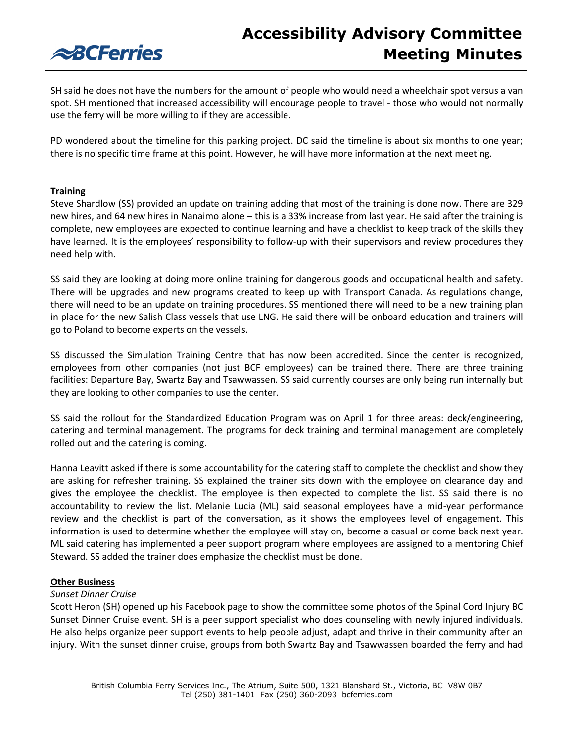SH said he does not have the numbers for the amount of people who would need a wheelchair spot versus a van spot. SH mentioned that increased accessibility will encourage people to travel - those who would not normally use the ferry will be more willing to if they are accessible.

PD wondered about the timeline for this parking project. DC said the timeline is about six months to one year; there is no specific time frame at this point. However, he will have more information at the next meeting.

**Training**

Steve Shardlow (SS) provided an update on training adding that most of the training is done now. There are 329 new hires, and 64 new hires in Nanaimo alone – this is a 33% increase from last year. He said after the training is complete, new employees are expected to continue learning and have a checklist to keep track of the skills they have learned. It is the employees' responsibility to follow-up with their supervisors and review procedures they need help with.

SS said they are looking at doing more online training for dangerous goods and occupational health and safety. There will be upgrades and new programs created to keep up with Transport Canada. As regulations change, there will need to be an update on training procedures. SS mentioned there will need to be a new training plan in place for the new Salish Class vessels that use LNG. He said there will be onboard education and trainers will go to Poland to become experts on the vessels.

SS discussed the Simulation Training Centre that has now been accredited. Since the center is recognized, employees from other companies (not just BCF employees) can be trained there. There are three training facilities: Departure Bay, Swartz Bay and Tsawwassen. SS said currently courses are only being run internally but they are looking to other companies to use the center.

SS said the rollout for the Standardized Education Program was on April 1 for three areas: deck/engineering, catering and terminal management. The programs for deck training and terminal management are completely rolled out and the catering is coming.

Hanna Leavitt asked if there is some accountability for the catering staff to complete the checklist and show they are asking for refresher training. SS explained the trainer sits down with the employee on clearance day and gives the employee the checklist. The employee is then expected to complete the list. SS said there is no accountability to review the list. Melanie Lucia (ML) said seasonal employees have a mid-year performance review and the checklist is part of the conversation, as it shows the employees level of engagement. This information is used to determine whether the employee will stay on, become a casual or come back next year. ML said catering has implemented a peer support program where employees are assigned to a mentoring Chief Steward. SS added the trainer does emphasize the checklist must be done.

**Other Business**

*Sunset Dinner Cruise*

Scott Heron (SH) opened up his Facebook page to show the committee some photos of the Spinal Cord Injury BC Sunset Dinner Cruise event. SH is a peer support specialist who does counseling with newly injured individuals. He also helps organize peer support events to help people adjust, adapt and thrive in their community after an injury. With the sunset dinner cruise, groups from both Swartz Bay and Tsawwassen boarded the ferry and had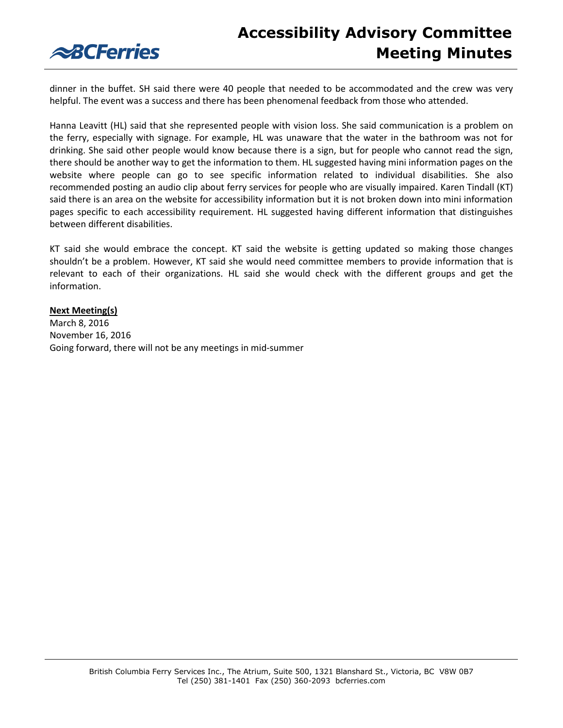dinner in the buffet. SH said there were 40 people that needed to be accommodated and the crew was very helpful. The event was a success and there has been phenomenal feedback from those who attended.

Hanna Leavitt (HL) said that she represented people with vision loss. She said communication is a problem on the ferry, especially with signage. For example, HL was unaware that the water in the bathroom was not for drinking. She said other people would know because there is a sign, but for people who cannot read the sign, there should be another way to get the information to them. HL suggested having mini information pages on the website where people can go to see specific information related to individual disabilities. She also recommended posting an audio clip about ferry services for people who are visually impaired. Karen Tindall (KT) said there is an area on the website for accessibility information but it is not broken down into mini information pages specific to each accessibility requirement. HL suggested having different information that distinguishes between different disabilities.

KT said she would embrace the concept. KT said the website is getting updated so making those changes shouldn't be a problem. However, KT said she would need committee members to provide information that is relevant to each of their organizations. HL said she would check with the different groups and get the information.

**Next Meeting(s)**

March 8, 2016
November 16, 2016
Going forward, there will not be any meetings in mid-summer